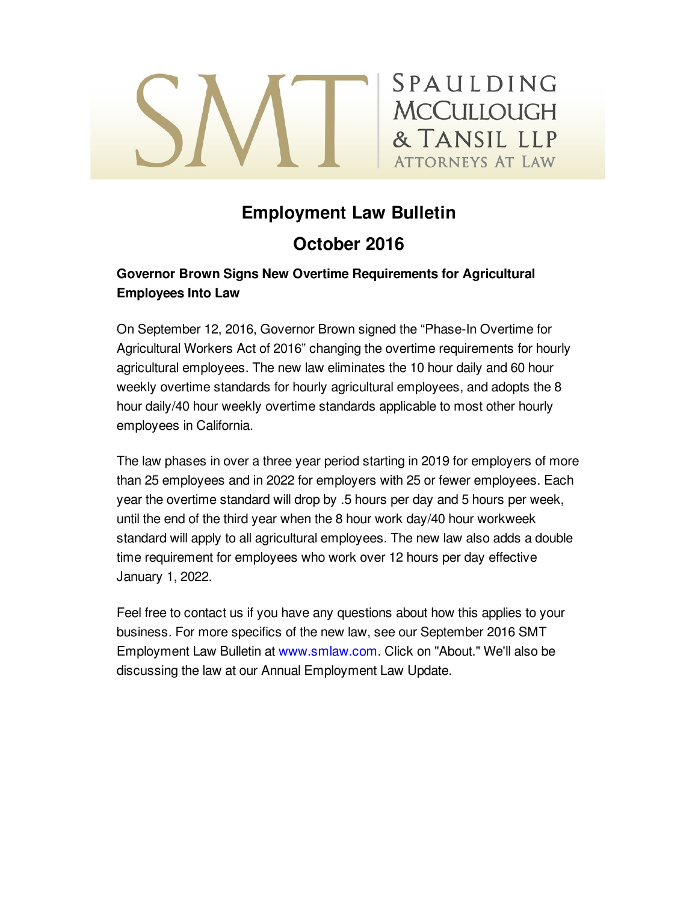SMT | Spaulding McCullough & Tansil LLP
Attorneys At Law

# Employment Law Bulletin

# October 2016

**Governor Brown Signs New Overtime Requirements for Agricultural Employees Into Law**

On September 12, 2016, Governor Brown signed the "Phase-In Overtime for Agricultural Workers Act of 2016" changing the overtime requirements for hourly agricultural employees. The new law eliminates the 10 hour daily and 60 hour weekly overtime standards for hourly agricultural employees, and adopts the 8 hour daily/40 hour weekly overtime standards applicable to most other hourly employees in California.

The law phases in over a three year period starting in 2019 for employers of more than 25 employees and in 2022 for employers with 25 or fewer employees. Each year the overtime standard will drop by .5 hours per day and 5 hours per week, until the end of the third year when the 8 hour work day/40 hour workweek standard will apply to all agricultural employees. The new law also adds a double time requirement for employees who work over 12 hours per day effective January 1, 2022.

Feel free to contact us if you have any questions about how this applies to your business. For more specifics of the new law, see our September 2016 SMT Employment Law Bulletin at www.smlaw.com. Click on "About." We'll also be discussing the law at our Annual Employment Law Update.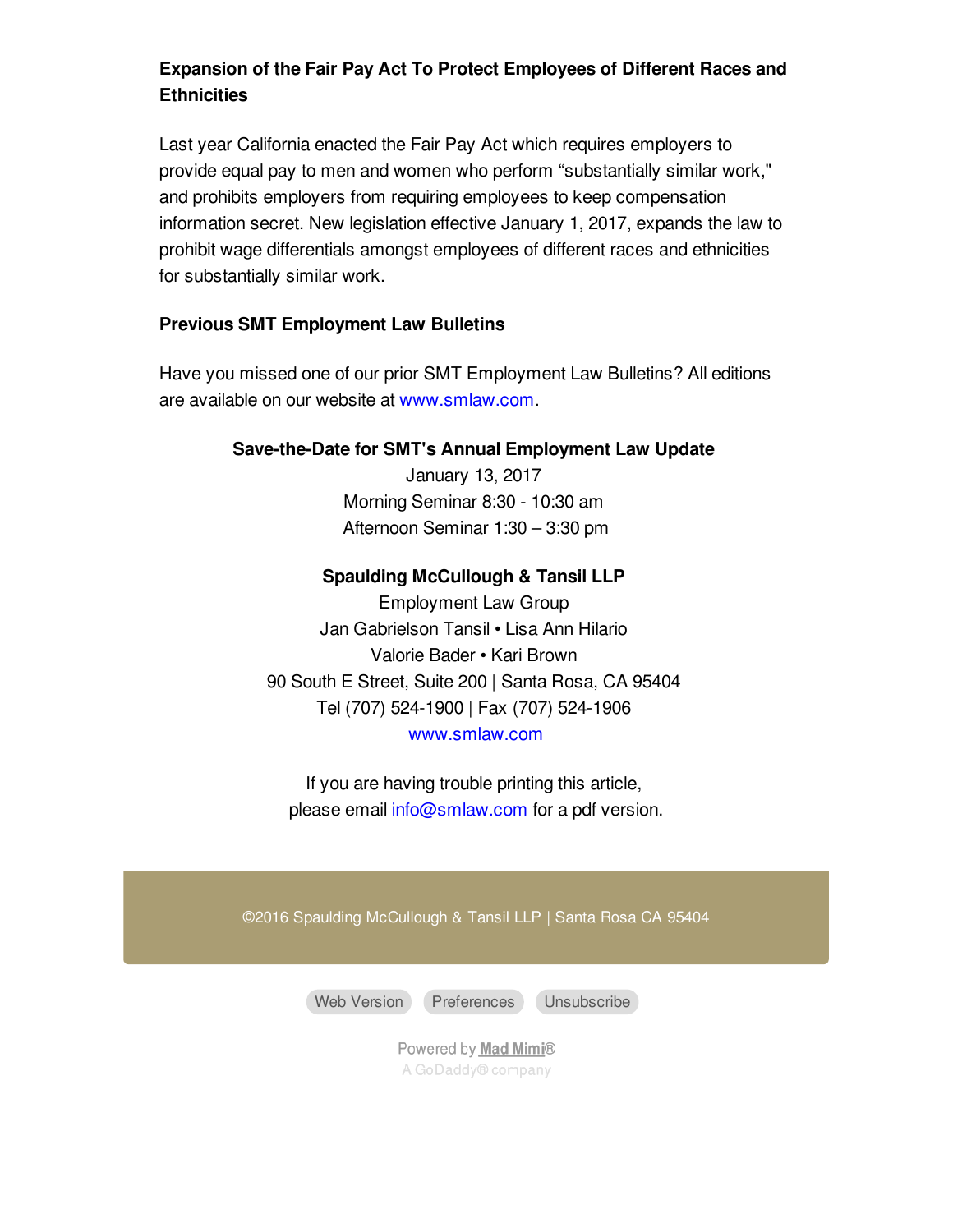**Expansion of the Fair Pay Act To Protect Employees of Different Races and Ethnicities**

Last year California enacted the Fair Pay Act which requires employers to provide equal pay to men and women who perform "substantially similar work," and prohibits employers from requiring employees to keep compensation information secret. New legislation effective January 1, 2017, expands the law to prohibit wage differentials amongst employees of different races and ethnicities for substantially similar work.

**Previous SMT Employment Law Bulletins**

Have you missed one of our prior SMT Employment Law Bulletins? All editions are available on our website at www.smlaw.com.

**Save-the-Date for SMT's Annual Employment Law Update**
January 13, 2017
Morning Seminar 8:30 - 10:30 am
Afternoon Seminar 1:30 – 3:30 pm

**Spaulding McCullough & Tansil LLP**
Employment Law Group
Jan Gabrielson Tansil • Lisa Ann Hilario
Valorie Bader • Kari Brown
90 South E Street, Suite 200 | Santa Rosa, CA 95404
Tel (707) 524-1900 | Fax (707) 524-1906
www.smlaw.com

If you are having trouble printing this article,
please email info@smlaw.com for a pdf version.

©2016 Spaulding McCullough & Tansil LLP | Santa Rosa CA 95404

Web Version Preferences Unsubscribe

Powered by Mad Mimi®
A GoDaddy® company